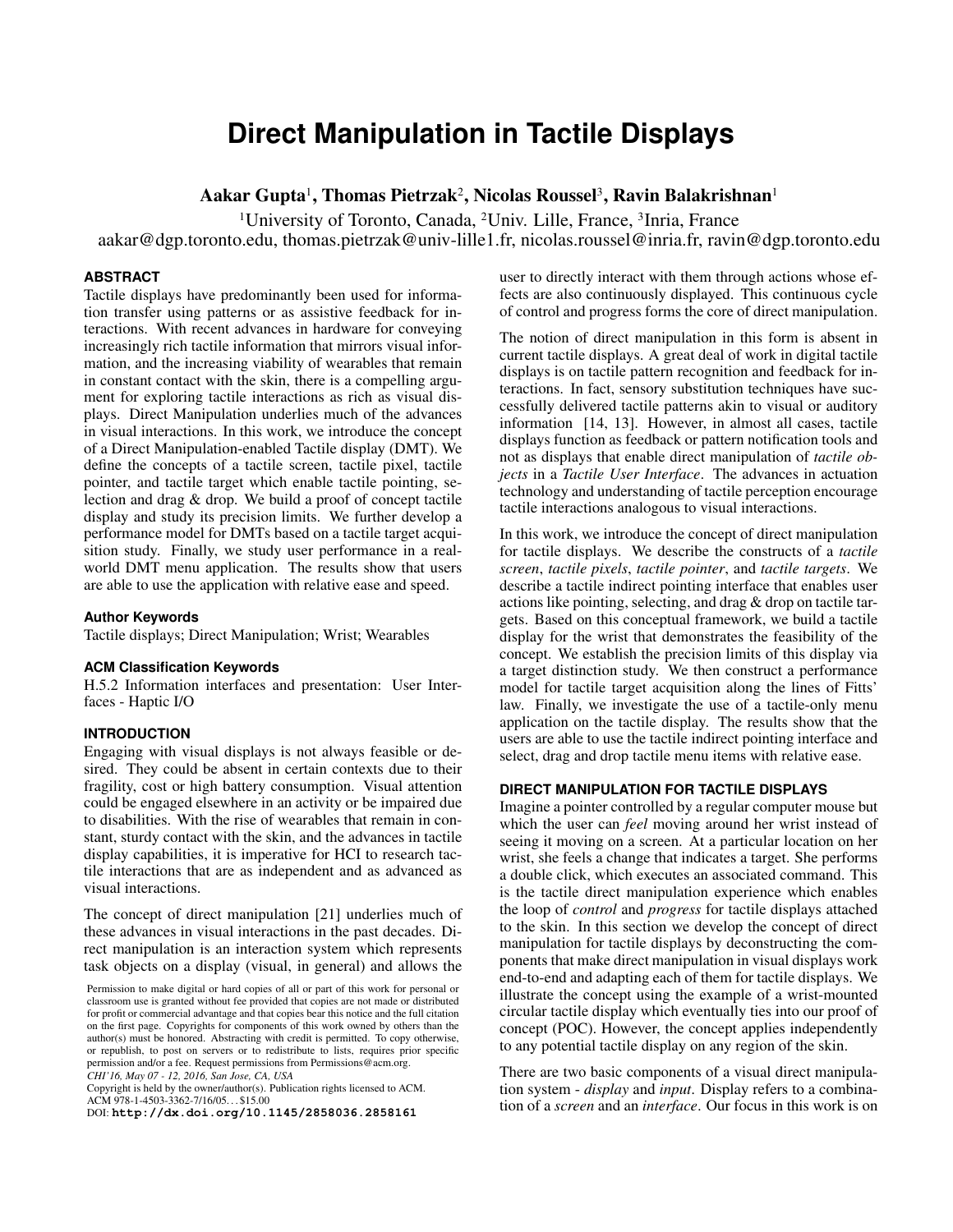# Direct Manipulation in Tactile Displays

**Aakar Gupta[1], Thomas Pietrzak[2], Nicolas Roussel[3], Ravin Balakrishnan[1]**

[1]University of Toronto, Canada, [2]Univ. Lille, France, [3]Inria, France

aakar@dgp.toronto.edu, thomas.pietrzak@univ-lille1.fr, nicolas.roussel@inria.fr, ravin@dgp.toronto.edu

## ABSTRACT

Tactile displays have predominantly been used for information transfer using patterns or as assistive feedback for interactions. With recent advances in hardware for conveying increasingly rich tactile information that mirrors visual information, and the increasing viability of wearables that remain in constant contact with the skin, there is a compelling argument for exploring tactile interactions as rich as visual displays. Direct Manipulation underlies much of the advances in visual interactions. In this work, we introduce the concept of a Direct Manipulation-enabled Tactile display (DMT). We define the concepts of a tactile screen, tactile pixel, tactile pointer, and tactile target which enable tactile pointing, selection and drag & drop. We build a proof of concept tactile display and study its precision limits. We further develop a performance model for DMTs based on a tactile target acquisition study. Finally, we study user performance in a real-world DMT menu application. The results show that users are able to use the application with relative ease and speed.

### Author Keywords

Tactile displays; Direct Manipulation; Wrist; Wearables

### ACM Classification Keywords

H.5.2 Information interfaces and presentation: User Interfaces - Haptic I/O

## INTRODUCTION

Engaging with visual displays is not always feasible or desired. They could be absent in certain contexts due to their fragility, cost or high battery consumption. Visual attention could be engaged elsewhere in an activity or be impaired due to disabilities. With the rise of wearables that remain in constant, sturdy contact with the skin, and the advances in tactile display capabilities, it is imperative for HCI to research tactile interactions that are as independent and as advanced as visual interactions.

The concept of direct manipulation [21] underlies much of these advances in visual interactions in the past decades. Direct manipulation is an interaction system which represents task objects on a display (visual, in general) and allows the user to directly interact with them through actions whose effects are also continuously displayed. This continuous cycle of control and progress forms the core of direct manipulation.

Permission to make digital or hard copies of all or part of this work for personal or classroom use is granted without fee provided that copies are not made or distributed for profit or commercial advantage and that copies bear this notice and the full citation on the first page. Copyrights for components of this work owned by others than the author(s) must be honored. Abstracting with credit is permitted. To copy otherwise, or republish, to post on servers or to redistribute to lists, requires prior specific permission and/or a fee. Request permissions from Permissions@acm.org.
*CHI'16, May 07 - 12, 2016, San Jose, CA, USA*
Copyright is held by the owner/author(s). Publication rights licensed to ACM.
ACM 978-1-4503-3362-7/16/05...$15.00
DOI: **http://dx.doi.org/10.1145/2858036.2858161**

The notion of direct manipulation in this form is absent in current tactile displays. A great deal of work in digital tactile displays is on tactile pattern recognition and feedback for interactions. In fact, sensory substitution techniques have successfully delivered tactile patterns akin to visual or auditory information [14, 13]. However, in almost all cases, tactile displays function as feedback or pattern notification tools and not as displays that enable direct manipulation of *tactile objects* in a *Tactile User Interface*. The advances in actuation technology and understanding of tactile perception encourage tactile interactions analogous to visual interactions.

In this work, we introduce the concept of direct manipulation for tactile displays. We describe the constructs of a *tactile screen*, *tactile pixels*, *tactile pointer*, and *tactile targets*. We describe a tactile indirect pointing interface that enables user actions like pointing, selecting, and drag & drop on tactile targets. Based on this conceptual framework, we build a tactile display for the wrist that demonstrates the feasibility of the concept. We establish the precision limits of this display via a target distinction study. We then construct a performance model for tactile target acquisition along the lines of Fitts' law. Finally, we investigate the use of a tactile-only menu application on the tactile display. The results show that the users are able to use the tactile indirect pointing interface and select, drag and drop tactile menu items with relative ease.

## DIRECT MANIPULATION FOR TACTILE DISPLAYS

Imagine a pointer controlled by a regular computer mouse but which the user can *feel* moving around her wrist instead of seeing it moving on a screen. At a particular location on her wrist, she feels a change that indicates a target. She performs a double click, which executes an associated command. This is the tactile direct manipulation experience which enables the loop of *control* and *progress* for tactile displays attached to the skin. In this section we develop the concept of direct manipulation for tactile displays by deconstructing the components that make direct manipulation in visual displays work end-to-end and adapting each of them for tactile displays. We illustrate the concept using the example of a wrist-mounted circular tactile display which eventually ties into our proof of concept (POC). However, the concept applies independently to any potential tactile display on any region of the skin.

There are two basic components of a visual direct manipulation system - *display* and *input*. Display refers to a combination of a *screen* and an *interface*. Our focus in this work is on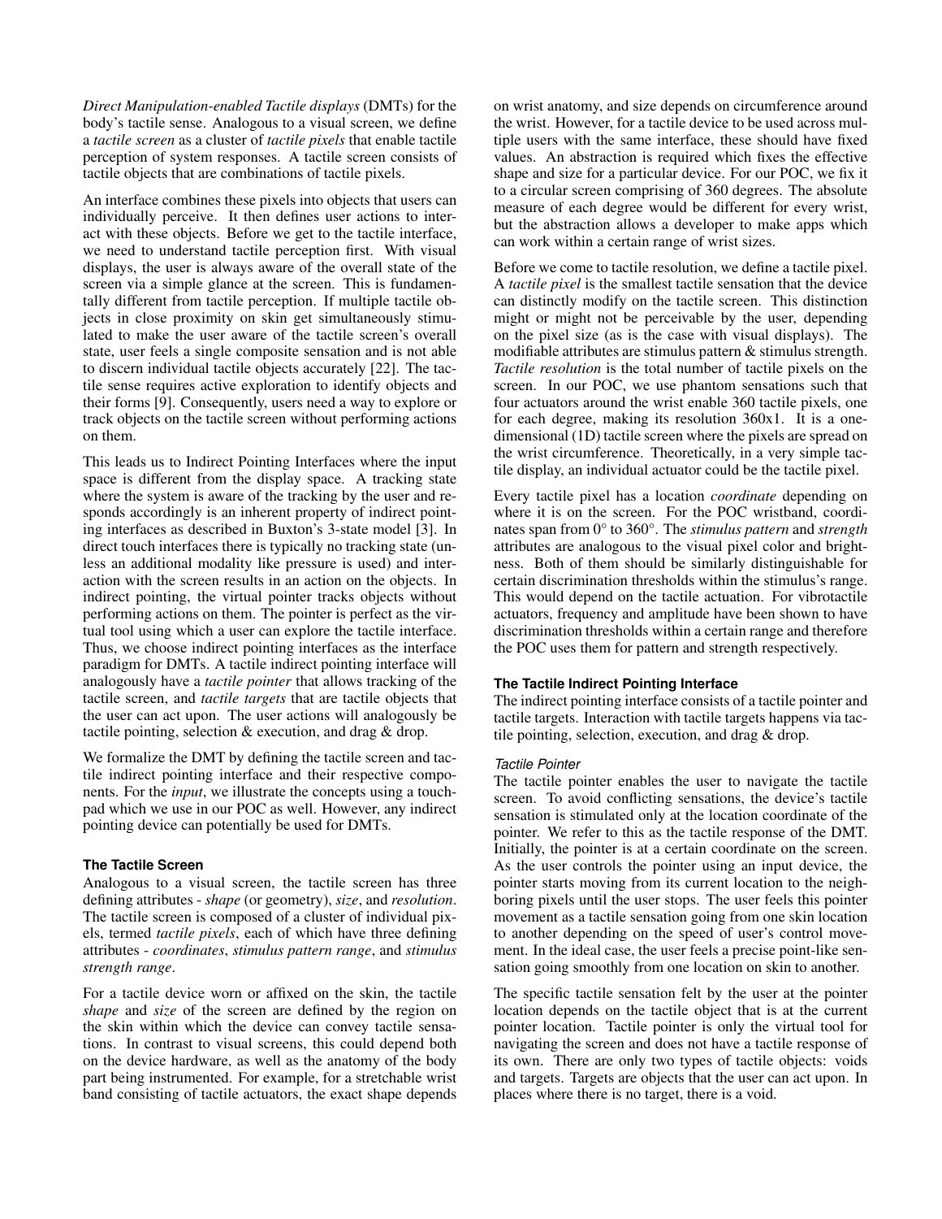*Direct Manipulation-enabled Tactile displays* (DMTs) for the body's tactile sense. Analogous to a visual screen, we define a *tactile screen* as a cluster of *tactile pixels* that enable tactile perception of system responses. A tactile screen consists of tactile objects that are combinations of tactile pixels.

An interface combines these pixels into objects that users can individually perceive. It then defines user actions to interact with these objects. Before we get to the tactile interface, we need to understand tactile perception first. With visual displays, the user is always aware of the overall state of the screen via a simple glance at the screen. This is fundamentally different from tactile perception. If multiple tactile objects in close proximity on skin get simultaneously stimulated to make the user aware of the tactile screen's overall state, user feels a single composite sensation and is not able to discern individual tactile objects accurately [22]. The tactile sense requires active exploration to identify objects and their forms [9]. Consequently, users need a way to explore or track objects on the tactile screen without performing actions on them.

This leads us to Indirect Pointing Interfaces where the input space is different from the display space. A tracking state where the system is aware of the tracking by the user and responds accordingly is an inherent property of indirect pointing interfaces as described in Buxton's 3-state model [3]. In direct touch interfaces there is typically no tracking state (unless an additional modality like pressure is used) and interaction with the screen results in an action on the objects. In indirect pointing, the virtual pointer tracks objects without performing actions on them. The pointer is perfect as the virtual tool using which a user can explore the tactile interface. Thus, we choose indirect pointing interfaces as the interface paradigm for DMTs. A tactile indirect pointing interface will analogously have a *tactile pointer* that allows tracking of the tactile screen, and *tactile targets* that are tactile objects that the user can act upon. The user actions will analogously be tactile pointing, selection & execution, and drag & drop.

We formalize the DMT by defining the tactile screen and tactile indirect pointing interface and their respective components. For the *input*, we illustrate the concepts using a touchpad which we use in our POC as well. However, any indirect pointing device can potentially be used for DMTs.

#### The Tactile Screen

Analogous to a visual screen, the tactile screen has three defining attributes - *shape* (or geometry), *size*, and *resolution*. The tactile screen is composed of a cluster of individual pixels, termed *tactile pixels*, each of which have three defining attributes - *coordinates*, *stimulus pattern range*, and *stimulus strength range*.

For a tactile device worn or affixed on the skin, the tactile *shape* and *size* of the screen are defined by the region on the skin within which the device can convey tactile sensations. In contrast to visual screens, this could depend both on the device hardware, as well as the anatomy of the body part being instrumented. For example, for a stretchable wrist band consisting of tactile actuators, the exact shape depends on wrist anatomy, and size depends on circumference around the wrist. However, for a tactile device to be used across multiple users with the same interface, these should have fixed values. An abstraction is required which fixes the effective shape and size for a particular device. For our POC, we fix it to a circular screen comprising of 360 degrees. The absolute measure of each degree would be different for every wrist, but the abstraction allows a developer to make apps which can work within a certain range of wrist sizes.

Before we come to tactile resolution, we define a tactile pixel. A *tactile pixel* is the smallest tactile sensation that the device can distinctly modify on the tactile screen. This distinction might or might not be perceivable by the user, depending on the pixel size (as is the case with visual displays). The modifiable attributes are stimulus pattern & stimulus strength. *Tactile resolution* is the total number of tactile pixels on the screen. In our POC, we use phantom sensations such that four actuators around the wrist enable 360 tactile pixels, one for each degree, making its resolution 360x1. It is a one-dimensional (1D) tactile screen where the pixels are spread on the wrist circumference. Theoretically, in a very simple tactile display, an individual actuator could be the tactile pixel.

Every tactile pixel has a location *coordinate* depending on where it is on the screen. For the POC wristband, coordinates span from $0°$ to $360°$. The *stimulus pattern* and *strength* attributes are analogous to the visual pixel color and brightness. Both of them should be similarly distinguishable for certain discrimination thresholds within the stimulus's range. This would depend on the tactile actuation. For vibrotactile actuators, frequency and amplitude have been shown to have discrimination thresholds within a certain range and therefore the POC uses them for pattern and strength respectively.

#### The Tactile Indirect Pointing Interface

The indirect pointing interface consists of a tactile pointer and tactile targets. Interaction with tactile targets happens via tactile pointing, selection, execution, and drag & drop.

##### *Tactile Pointer*

The tactile pointer enables the user to navigate the tactile screen. To avoid conflicting sensations, the device's tactile sensation is stimulated only at the location coordinate of the pointer. We refer to this as the tactile response of the DMT. Initially, the pointer is at a certain coordinate on the screen. As the user controls the pointer using an input device, the pointer starts moving from its current location to the neighboring pixels until the user stops. The user feels this pointer movement as a tactile sensation going from one skin location to another depending on the speed of user's control movement. In the ideal case, the user feels a precise point-like sensation going smoothly from one location on skin to another.

The specific tactile sensation felt by the user at the pointer location depends on the tactile object that is at the current pointer location. Tactile pointer is only the virtual tool for navigating the screen and does not have a tactile response of its own. There are only two types of tactile objects: voids and targets. Targets are objects that the user can act upon. In places where there is no target, there is a void.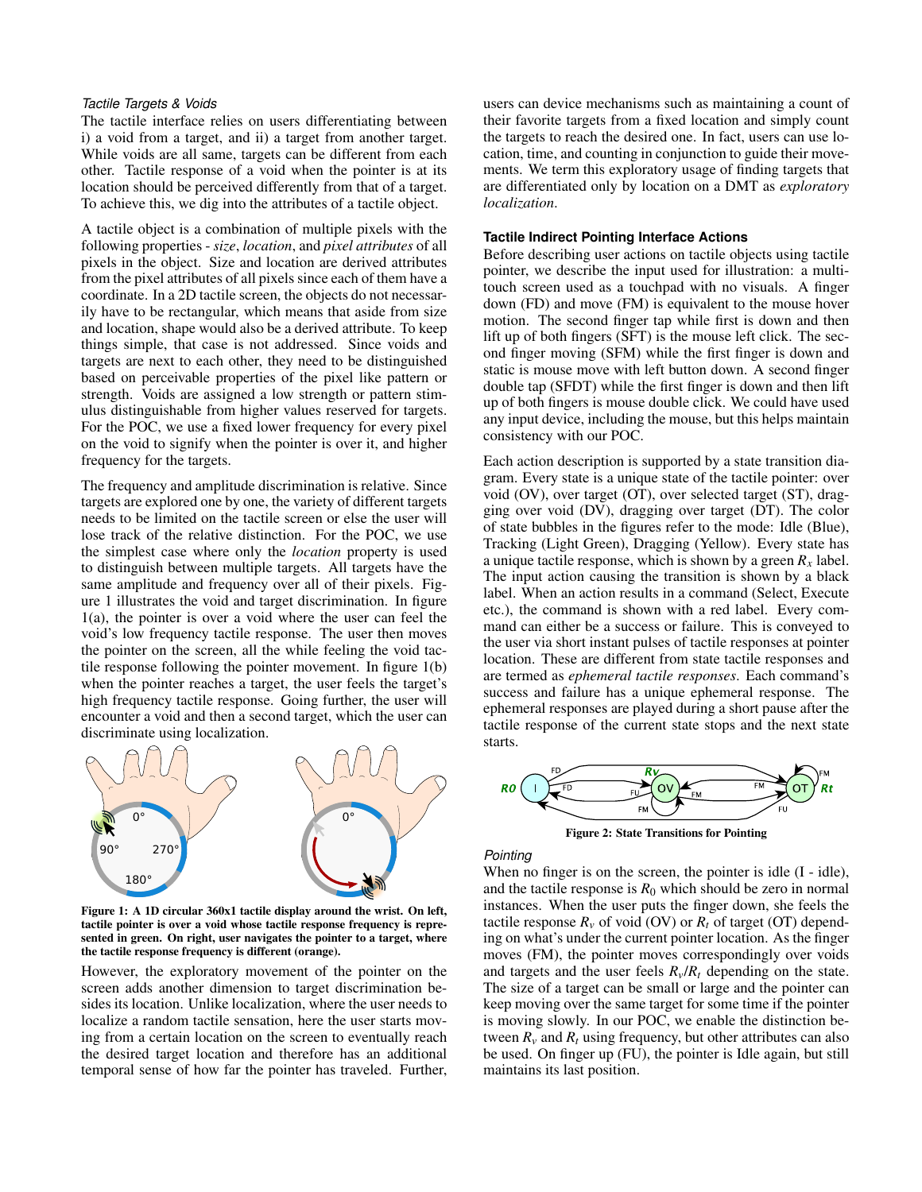### *Tactile Targets & Voids*

The tactile interface relies on users differentiating between i) a void from a target, and ii) a target from another target. While voids are all same, targets can be different from each other. Tactile response of a void when the pointer is at its location should be perceived differently from that of a target. To achieve this, we dig into the attributes of a tactile object.

A tactile object is a combination of multiple pixels with the following properties - *size*, *location*, and *pixel attributes* of all pixels in the object. Size and location are derived attributes from the pixel attributes of all pixels since each of them have a coordinate. In a 2D tactile screen, the objects do not necessarily have to be rectangular, which means that aside from size and location, shape would also be a derived attribute. To keep things simple, that case is not addressed. Since voids and targets are next to each other, they need to be distinguished based on perceivable properties of the pixel like pattern or strength. Voids are assigned a low strength or pattern stimulus distinguishable from higher values reserved for targets. For the POC, we use a fixed lower frequency for every pixel on the void to signify when the pointer is over it, and higher frequency for the targets.

The frequency and amplitude discrimination is relative. Since targets are explored one by one, the variety of different targets needs to be limited on the tactile screen or else the user will lose track of the relative distinction. For the POC, we use the simplest case where only the *location* property is used to distinguish between multiple targets. All targets have the same amplitude and frequency over all of their pixels. Figure 1 illustrates the void and target discrimination. In figure 1(a), the pointer is over a void where the user can feel the void's low frequency tactile response. The user then moves the pointer on the screen, all the while feeling the void tactile response following the pointer movement. In figure 1(b) when the pointer reaches a target, the user feels the target's high frequency tactile response. Going further, the user will encounter a void and then a second target, which the user can discriminate using localization.

0°
90°
270°
180°
0°

**Figure 1: A 1D circular 360x1 tactile display around the wrist. On left, tactile pointer is over a void whose tactile response frequency is represented in green. On right, user navigates the pointer to a target, where the tactile response frequency is different (orange).**

However, the exploratory movement of the pointer on the screen adds another dimension to target discrimination besides its location. Unlike localization, where the user needs to localize a random tactile sensation, here the user starts moving from a certain location on the screen to eventually reach the desired target location and therefore has an additional temporal sense of how far the pointer has traveled. Further, users can device mechanisms such as maintaining a count of their favorite targets from a fixed location and simply count the targets to reach the desired one. In fact, users can use location, time, and counting in conjunction to guide their movements. We term this exploratory usage of finding targets that are differentiated only by location on a DMT as *exploratory localization*.

### Tactile Indirect Pointing Interface Actions

Before describing user actions on tactile objects using tactile pointer, we describe the input used for illustration: a multi-touch screen used as a touchpad with no visuals. A finger down (FD) and move (FM) is equivalent to the mouse hover motion. The second finger tap while first is down and then lift up of both fingers (SFT) is the mouse left click. The second finger moving (SFM) while the first finger is down and static is mouse move with left button down. A second finger double tap (SFDT) while the first finger is down and then lift up of both fingers is mouse double click. We could have used any input device, including the mouse, but this helps maintain consistency with our POC.

Each action description is supported by a state transition diagram. Every state is a unique state of the tactile pointer: over void (OV), over target (OT), over selected target (ST), dragging over void (DV), dragging over target (DT). The color of state bubbles in the figures refer to the mode: Idle (Blue), Tracking (Light Green), Dragging (Yellow). Every state has a unique tactile response, which is shown by a green $R_x$ label. The input action causing the transition is shown by a black label. When an action results in a command (Select, Execute etc.), the command is shown with a red label. Every command can either be a success or failure. This is conveyed to the user via short instant pulses of tactile responses at pointer location. These are different from state tactile responses and are termed as *ephemeral tactile responses*. Each command's success and failure has a unique ephemeral response. The ephemeral responses are played during a short pause after the tactile response of the current state stops and the next state starts.

R0
I
FD
FD
FU
Rv
OV
FM
FM
FM
FU
OT
FM
Rt

**Figure 2: State Transitions for Pointing**

#### *Pointing*

When no finger is on the screen, the pointer is idle (I - idle), and the tactile response is $R_0$ which should be zero in normal instances. When the user puts the finger down, she feels the tactile response $R_v$ of void (OV) or $R_t$ of target (OT) depending on what's under the current pointer location. As the finger moves (FM), the pointer moves correspondingly over voids and targets and the user feels $R_v$/$R_t$ depending on the state. The size of a target can be small or large and the pointer can keep moving over the same target for some time if the pointer is moving slowly. In our POC, we enable the distinction between $R_v$ and $R_t$ using frequency, but other attributes can also be used. On finger up (FU), the pointer is Idle again, but still maintains its last position.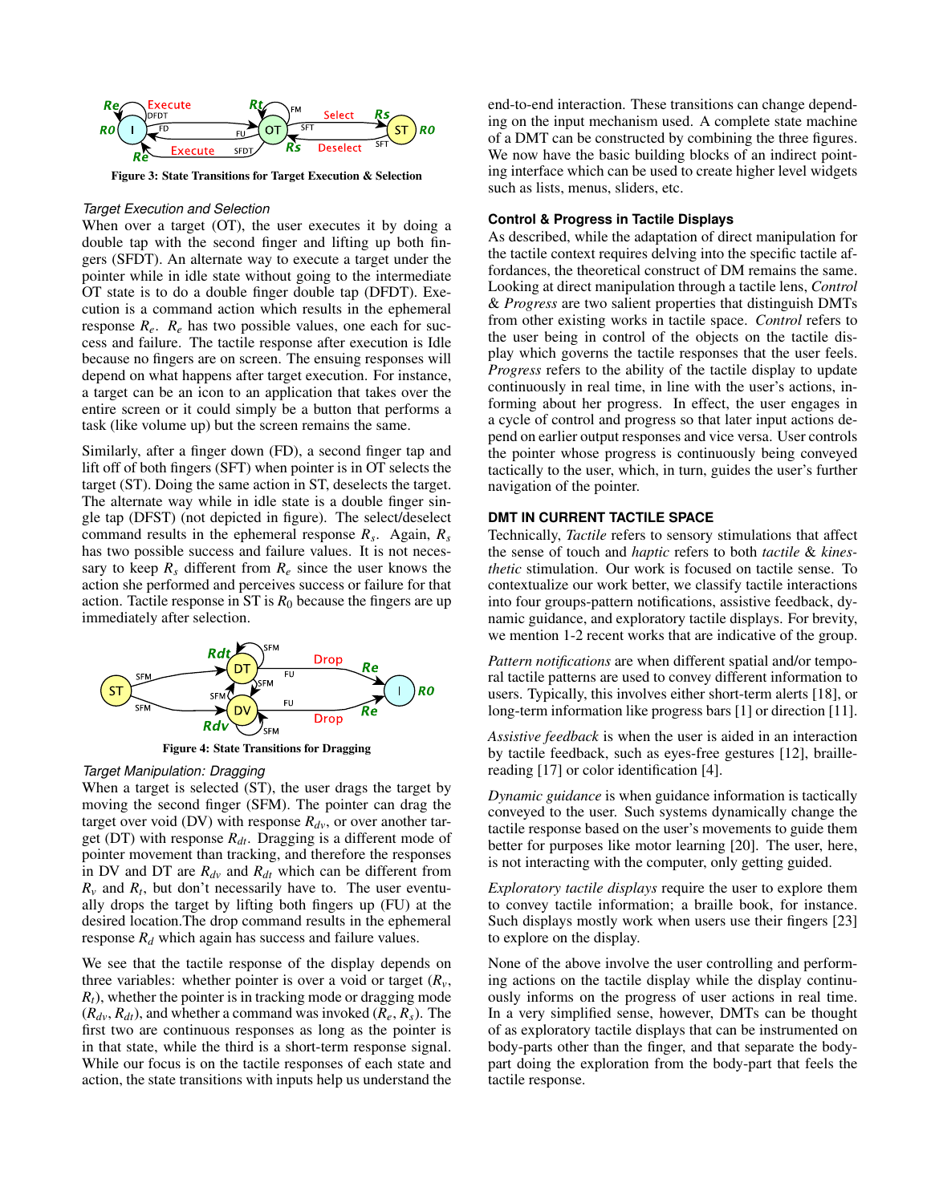Re Execute DFDT
RO I FD FU OT Rt FM Select Rs ST RO
Re Execute SFDT Rs Deselect SFT SFT

Figure 3: State Transitions for Target Execution & Selection

### *Target Execution and Selection*

When over a target (OT), the user executes it by doing a double tap with the second finger and lifting up both fingers (SFDT). An alternate way to execute a target under the pointer while in idle state without going to the intermediate OT state is to do a double finger double tap (DFDT). Execution is a command action which results in the ephemeral response $R_e$. $R_e$ has two possible values, one each for success and failure. The tactile response after execution is Idle because no fingers are on screen. The ensuing responses will depend on what happens after target execution. For instance, a target can be an icon to an application that takes over the entire screen or it could simply be a button that performs a task (like volume up) but the screen remains the same.

Similarly, after a finger down (FD), a second finger tap and lift off of both fingers (SFT) when pointer is in OT selects the target (ST). Doing the same action in ST, deselects the target. The alternate way while in idle state is a double finger single tap (DFST) (not depicted in figure). The select/deselect command results in the ephemeral response $R_s$. Again, $R_s$ has two possible success and failure values. It is not necessary to keep $R_s$ different from $R_e$ since the user knows the action she performed and perceives success or failure for that action. Tactile response in ST is $R_0$ because the fingers are up immediately after selection.

Rdt SFM DT Drop Re
ST SFM FU I RO
SFM SFM DV FU
Rdv SFM Drop Re

Figure 4: State Transitions for Dragging

### *Target Manipulation: Dragging*

When a target is selected (ST), the user drags the target by moving the second finger (SFM). The pointer can drag the target over void (DV) with response $R_{dv}$, or over another target (DT) with response $R_{dt}$. Dragging is a different mode of pointer movement than tracking, and therefore the responses in DV and DT are $R_{dv}$ and $R_{dt}$ which can be different from $R_v$ and $R_t$, but don't necessarily have to. The user eventually drops the target by lifting both fingers up (FU) at the desired location.The drop command results in the ephemeral response $R_d$ which again has success and failure values.

We see that the tactile response of the display depends on three variables: whether pointer is over a void or target ($R_v$, $R_t$), whether the pointer is in tracking mode or dragging mode ($R_{dv}$, $R_{dt}$), and whether a command was invoked ($R_e$, $R_s$). The first two are continuous responses as long as the pointer is in that state, while the third is a short-term response signal. While our focus is on the tactile responses of each state and action, the state transitions with inputs help us understand the end-to-end interaction. These transitions can change depending on the input mechanism used. A complete state machine of a DMT can be constructed by combining the three figures. We now have the basic building blocks of an indirect pointing interface which can be used to create higher level widgets such as lists, menus, sliders, etc.

### Control & Progress in Tactile Displays

As described, while the adaptation of direct manipulation for the tactile context requires delving into the specific tactile affordances, the theoretical construct of DM remains the same. Looking at direct manipulation through a tactile lens, *Control* & *Progress* are two salient properties that distinguish DMTs from other existing works in tactile space. *Control* refers to the user being in control of the objects on the tactile display which governs the tactile responses that the user feels. *Progress* refers to the ability of the tactile display to update continuously in real time, in line with the user's actions, informing about her progress. In effect, the user engages in a cycle of control and progress so that later input actions depend on earlier output responses and vice versa. User controls the pointer whose progress is continuously being conveyed tactically to the user, which, in turn, guides the user's further navigation of the pointer.

## DMT IN CURRENT TACTILE SPACE

Technically, *Tactile* refers to sensory stimulations that affect the sense of touch and *haptic* refers to both *tactile* & *kinesthetic* stimulation. Our work is focused on tactile sense. To contextualize our work better, we classify tactile interactions into four groups-pattern notifications, assistive feedback, dynamic guidance, and exploratory tactile displays. For brevity, we mention 1-2 recent works that are indicative of the group.

*Pattern notifications* are when different spatial and/or temporal tactile patterns are used to convey different information to users. Typically, this involves either short-term alerts [18], or long-term information like progress bars [1] or direction [11].

*Assistive feedback* is when the user is aided in an interaction by tactile feedback, such as eyes-free gestures [12], braille-reading [17] or color identification [4].

*Dynamic guidance* is when guidance information is tactically conveyed to the user. Such systems dynamically change the tactile response based on the user's movements to guide them better for purposes like motor learning [20]. The user, here, is not interacting with the computer, only getting guided.

*Exploratory tactile displays* require the user to explore them to convey tactile information; a braille book, for instance. Such displays mostly work when users use their fingers [23] to explore on the display.

None of the above involve the user controlling and performing actions on the tactile display while the display continuously informs on the progress of user actions in real time. In a very simplified sense, however, DMTs can be thought of as exploratory tactile displays that can be instrumented on body-parts other than the finger, and that separate the body-part doing the exploration from the body-part that feels the tactile response.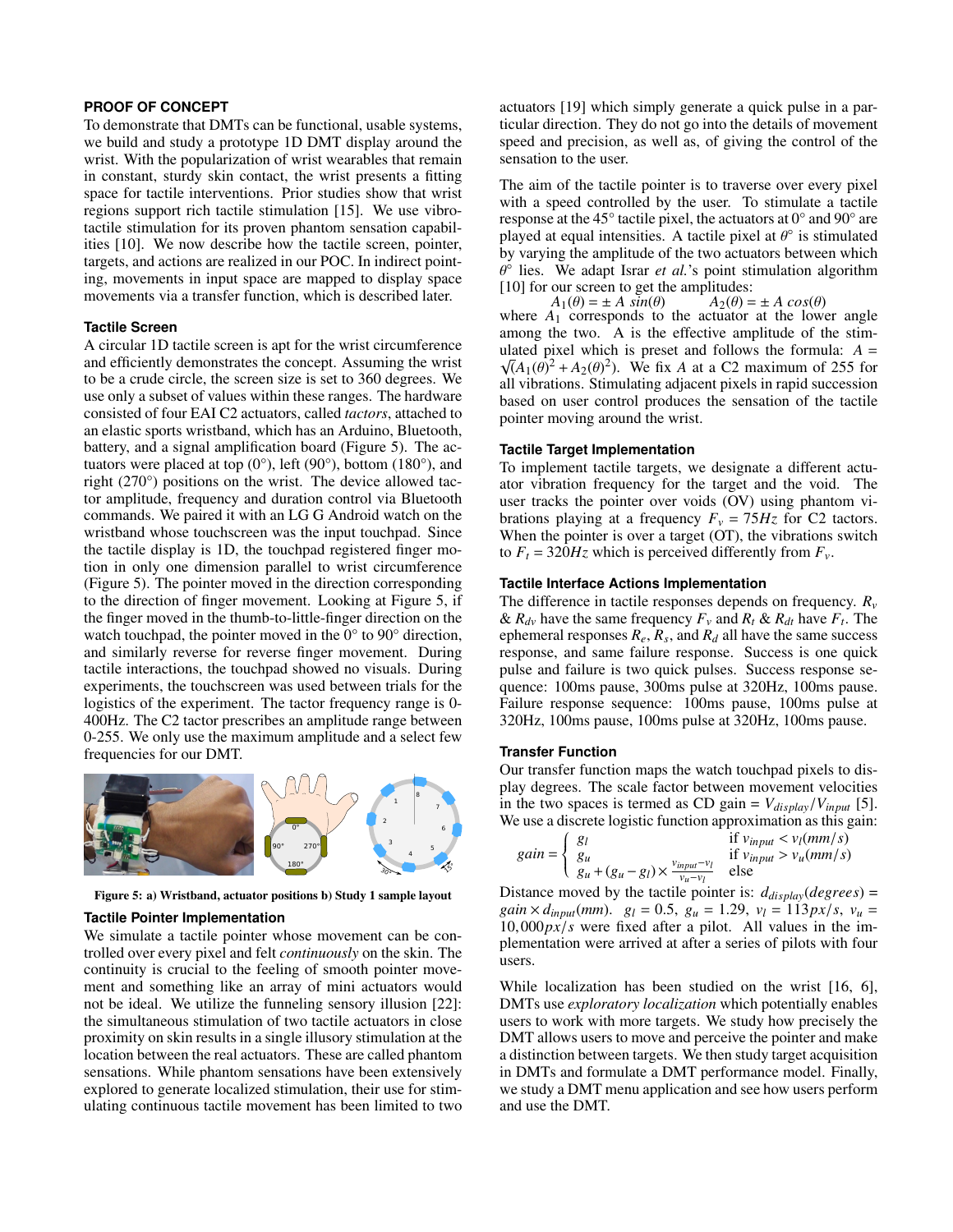## PROOF OF CONCEPT

To demonstrate that DMTs can be functional, usable systems, we build and study a prototype 1D DMT display around the wrist. With the popularization of wrist wearables that remain in constant, sturdy skin contact, the wrist presents a fitting space for tactile interventions. Prior studies show that wrist regions support rich tactile stimulation [15]. We use vibro-tactile stimulation for its proven phantom sensation capabilities [10]. We now describe how the tactile screen, pointer, targets, and actions are realized in our POC. In indirect pointing, movements in input space are mapped to display space movements via a transfer function, which is described later.

### Tactile Screen

A circular 1D tactile screen is apt for the wrist circumference and efficiently demonstrates the concept. Assuming the wrist to be a crude circle, the screen size is set to 360 degrees. We use only a subset of values within these ranges. The hardware consisted of four EAI C2 actuators, called *tactors*, attached to an elastic sports wristband, which has an Arduino, Bluetooth, battery, and a signal amplification board (Figure 5). The actuators were placed at top (0°), left (90°), bottom (180°), and right (270°) positions on the wrist. The device allowed tactor amplitude, frequency and duration control via Bluetooth commands. We paired it with an LG G Android watch on the wristband whose touchscreen was the input touchpad. Since the tactile display is 1D, the touchpad registered finger motion in only one dimension parallel to wrist circumference (Figure 5). The pointer moved in the direction corresponding to the direction of finger movement. Looking at Figure 5, if the finger moved in the thumb-to-little-finger direction on the watch touchpad, the pointer moved in the 0° to 90° direction, and similarly reverse for reverse finger movement. During tactile interactions, the touchpad showed no visuals. During experiments, the touchscreen was used between trials for the logistics of the experiment. The tactor frequency range is 0-400Hz. The C2 tactor prescribes an amplitude range between 0-255. We only use the maximum amplitude and a select few frequencies for our DMT.

**Figure 5: a) Wristband, actuator positions b) Study 1 sample layout**

### Tactile Pointer Implementation

We simulate a tactile pointer whose movement can be controlled over every pixel and felt *continuously* on the skin. The continuity is crucial to the feeling of smooth pointer movement and something like an array of mini actuators would not be ideal. We utilize the funneling sensory illusion [22]: the simultaneous stimulation of two tactile actuators in close proximity on skin results in a single illusory stimulation at the location between the real actuators. These are called phantom sensations. While phantom sensations have been extensively explored to generate localized stimulation, their use for stimulating continuous tactile movement has been limited to two actuators [19] which simply generate a quick pulse in a particular direction. They do not go into the details of movement speed and precision, as well as, of giving the control of the sensation to the user.

The aim of the tactile pointer is to traverse over every pixel with a speed controlled by the user. To stimulate a tactile response at the 45° tactile pixel, the actuators at 0° and 90° are played at equal intensities. A tactile pixel at $\theta°$ is stimulated by varying the amplitude of the two actuators between which $\theta°$ lies. We adapt Israr *et al.*'s point stimulation algorithm [10] for our screen to get the amplitudes:

$$A_1(\theta) = \pm\, A\, sin(\theta) \qquad A_2(\theta) = \pm\, A\, cos(\theta)$$

where $A_1$ corresponds to the actuator at the lower angle among the two. A is the effective amplitude of the stimulated pixel which is preset and follows the formula: $A = \sqrt{(A_1(\theta)^2 + A_2(\theta)^2)}$. We fix $A$ at a C2 maximum of 255 for all vibrations. Stimulating adjacent pixels in rapid succession based on user control produces the sensation of the tactile pointer moving around the wrist.

### Tactile Target Implementation

To implement tactile targets, we designate a different actuator vibration frequency for the target and the void. The user tracks the pointer over voids (OV) using phantom vibrations playing at a frequency $F_v = 75Hz$ for C2 tactors. When the pointer is over a target (OT), the vibrations switch to $F_t = 320Hz$ which is perceived differently from $F_v$.

### Tactile Interface Actions Implementation

The difference in tactile responses depends on frequency. $R_v$ & $R_{dv}$ have the same frequency $F_v$ and $R_t$ & $R_{dt}$ have $F_t$. The ephemeral responses $R_e$, $R_s$, and $R_d$ all have the same success response, and same failure response. Success is one quick pulse and failure is two quick pulses. Success response sequence: 100ms pause, 300ms pulse at 320Hz, 100ms pause. Failure response sequence: 100ms pause, 100ms pulse at 320Hz, 100ms pause, 100ms pulse at 320Hz, 100ms pause.

### Transfer Function

Our transfer function maps the watch touchpad pixels to display degrees. The scale factor between movement velocities in the two spaces is termed as CD gain = $V_{display}/V_{input}$ [5]. We use a discrete logistic function approximation as this gain:

$$gain = \begin{cases} g_l & \text{if } v_{input} < v_l(mm/s) \\ g_u & \text{if } v_{input} > v_u(mm/s) \\ g_u + (g_u - g_l) \times \frac{v_{input} - v_l}{v_u - v_l} & \text{else} \end{cases}$$

Distance moved by the tactile pointer is: $d_{display}(degrees) = gain \times d_{input}(mm)$. $g_l = 0.5$, $g_u = 1.29$, $v_l = 113px/s$, $v_u = 10,000px/s$ were fixed after a pilot. All values in the implementation were arrived at after a series of pilots with four users.

While localization has been studied on the wrist [16, 6], DMTs use *exploratory localization* which potentially enables users to work with more targets. We study how precisely the DMT allows users to move and perceive the pointer and make a distinction between targets. We then study target acquisition in DMTs and formulate a DMT performance model. Finally, we study a DMT menu application and see how users perform and use the DMT.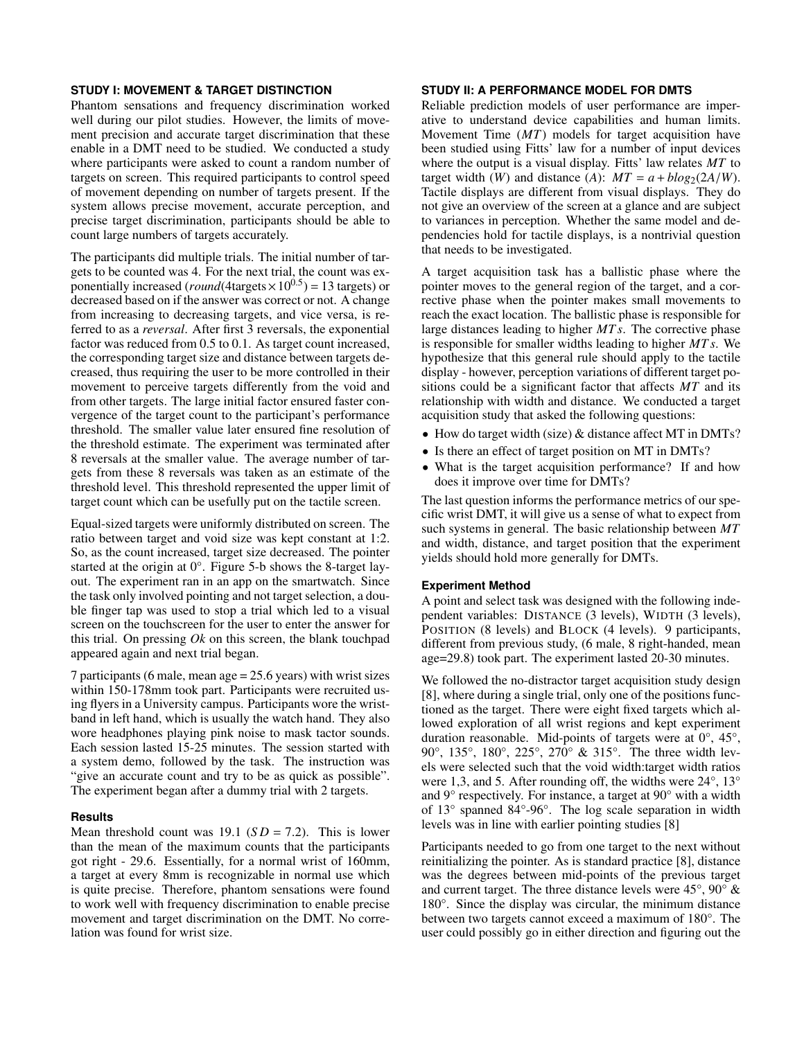### STUDY I: MOVEMENT & TARGET DISTINCTION

Phantom sensations and frequency discrimination worked well during our pilot studies. However, the limits of movement precision and accurate target discrimination that these enable in a DMT need to be studied. We conducted a study where participants were asked to count a random number of targets on screen. This required participants to control speed of movement depending on number of targets present. If the system allows precise movement, accurate perception, and precise target discrimination, participants should be able to count large numbers of targets accurately.

The participants did multiple trials. The initial number of targets to be counted was 4. For the next trial, the count was exponentially increased ($round(4\text{targets} \times 10^{0.5}) = 13$ targets) or decreased based on if the answer was correct or not. A change from increasing to decreasing targets, and vice versa, is referred to as a *reversal*. After first 3 reversals, the exponential factor was reduced from 0.5 to 0.1. As target count increased, the corresponding target size and distance between targets decreased, thus requiring the user to be more controlled in their movement to perceive targets differently from the void and from other targets. The large initial factor ensured faster convergence of the target count to the participant's performance threshold. The smaller value later ensured fine resolution of the threshold estimate. The experiment was terminated after 8 reversals at the smaller value. The average number of targets from these 8 reversals was taken as an estimate of the threshold level. This threshold represented the upper limit of target count which can be usefully put on the tactile screen.

Equal-sized targets were uniformly distributed on screen. The ratio between target and void size was kept constant at 1:2. So, as the count increased, target size decreased. The pointer started at the origin at 0°. Figure 5-b shows the 8-target layout. The experiment ran in an app on the smartwatch. Since the task only involved pointing and not target selection, a double finger tap was used to stop a trial which led to a visual screen on the touchscreen for the user to enter the answer for this trial. On pressing *Ok* on this screen, the blank touchpad appeared again and next trial began.

7 participants (6 male, mean age = 25.6 years) with wrist sizes within 150-178mm took part. Participants were recruited using flyers in a University campus. Participants wore the wristband in left hand, which is usually the watch hand. They also wore headphones playing pink noise to mask tactor sounds. Each session lasted 15-25 minutes. The session started with a system demo, followed by the task. The instruction was "give an accurate count and try to be as quick as possible". The experiment began after a dummy trial with 2 targets.

#### Results

Mean threshold count was 19.1 ($SD = 7.2$). This is lower than the mean of the maximum counts that the participants got right - 29.6. Essentially, for a normal wrist of 160mm, a target at every 8mm is recognizable in normal use which is quite precise. Therefore, phantom sensations were found to work well with frequency discrimination to enable precise movement and target discrimination on the DMT. No correlation was found for wrist size.

### STUDY II: A PERFORMANCE MODEL FOR DMTS

Reliable prediction models of user performance are imperative to understand device capabilities and human limits. Movement Time ($MT$) models for target acquisition have been studied using Fitts' law for a number of input devices where the output is a visual display. Fitts' law relates $MT$ to target width ($W$) and distance ($A$): $MT = a + b\log_2(2A/W)$. Tactile displays are different from visual displays. They do not give an overview of the screen at a glance and are subject to variances in perception. Whether the same model and dependencies hold for tactile displays, is a nontrivial question that needs to be investigated.

A target acquisition task has a ballistic phase where the pointer moves to the general region of the target, and a corrective phase when the pointer makes small movements to reach the exact location. The ballistic phase is responsible for large distances leading to higher $MTs$. The corrective phase is responsible for smaller widths leading to higher $MTs$. We hypothesize that this general rule should apply to the tactile display - however, perception variations of different target positions could be a significant factor that affects $MT$ and its relationship with width and distance. We conducted a target acquisition study that asked the following questions:

- How do target width (size) & distance affect MT in DMTs?
- Is there an effect of target position on MT in DMTs?
- What is the target acquisition performance? If and how does it improve over time for DMTs?

The last question informs the performance metrics of our specific wrist DMT, it will give us a sense of what to expect from such systems in general. The basic relationship between $MT$ and width, distance, and target position that the experiment yields should hold more generally for DMTs.

#### Experiment Method

A point and select task was designed with the following independent variables: DISTANCE (3 levels), WIDTH (3 levels), POSITION (8 levels) and BLOCK (4 levels). 9 participants, different from previous study, (6 male, 8 right-handed, mean age=29.8) took part. The experiment lasted 20-30 minutes.

We followed the no-distractor target acquisition study design [8], where during a single trial, only one of the positions functioned as the target. There were eight fixed targets which allowed exploration of all wrist regions and kept experiment duration reasonable. Mid-points of targets were at 0°, 45°, 90°, 135°, 180°, 225°, 270° & 315°. The three width levels were selected such that the void width:target width ratios were 1,3, and 5. After rounding off, the widths were 24°, 13° and 9° respectively. For instance, a target at 90° with a width of 13° spanned 84°-96°. The log scale separation in width levels was in line with earlier pointing studies [8]

Participants needed to go from one target to the next without reinitializing the pointer. As is standard practice [8], distance was the degrees between mid-points of the previous target and current target. The three distance levels were 45°, 90° & 180°. Since the display was circular, the minimum distance between two targets cannot exceed a maximum of 180°. The user could possibly go in either direction and figuring out the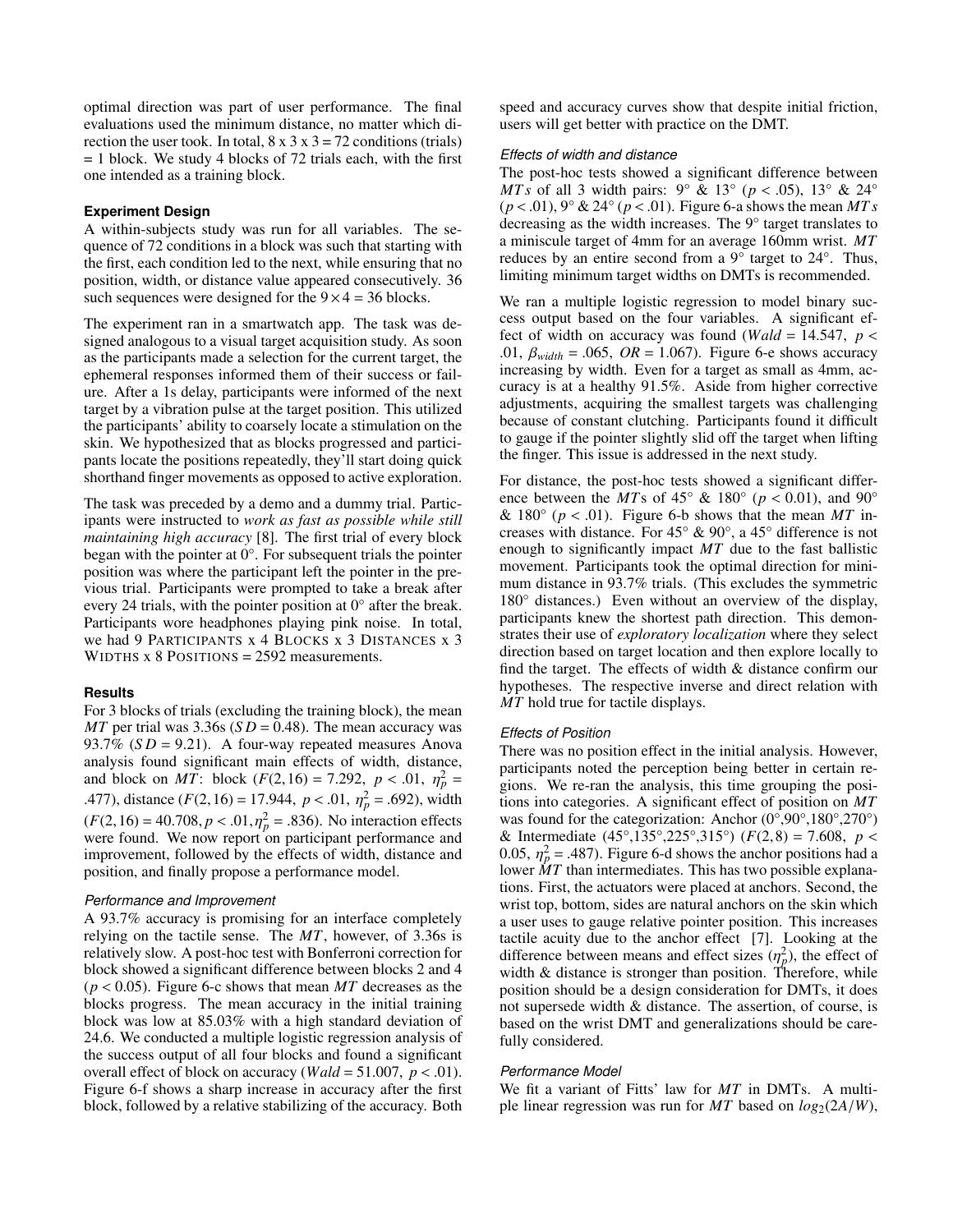optimal direction was part of user performance. The final evaluations used the minimum distance, no matter which direction the user took. In total, 8 x 3 x 3 = 72 conditions (trials) = 1 block. We study 4 blocks of 72 trials each, with the first one intended as a training block.

#### Experiment Design

A within-subjects study was run for all variables. The sequence of 72 conditions in a block was such that starting with the first, each condition led to the next, while ensuring that no position, width, or distance value appeared consecutively. 36 such sequences were designed for the $9 \times 4 = 36$ blocks.

The experiment ran in a smartwatch app. The task was designed analogous to a visual target acquisition study. As soon as the participants made a selection for the current target, the ephemeral responses informed them of their success or failure. After a 1s delay, participants were informed of the next target by a vibration pulse at the target position. This utilized the participants' ability to coarsely locate a stimulation on the skin. We hypothesized that as blocks progressed and participants locate the positions repeatedly, they'll start doing quick shorthand finger movements as opposed to active exploration.

The task was preceded by a demo and a dummy trial. Participants were instructed to *work as fast as possible while still maintaining high accuracy* [8]. The first trial of every block began with the pointer at 0°. For subsequent trials the pointer position was where the participant left the pointer in the previous trial. Participants were prompted to take a break after every 24 trials, with the pointer position at 0° after the break. Participants wore headphones playing pink noise. In total, we had 9 PARTICIPANTS x 4 BLOCKS x 3 DISTANCES x 3 WIDTHS x 8 POSITIONS = 2592 measurements.

#### Results

For 3 blocks of trials (excluding the training block), the mean $MT$ per trial was 3.36s ($SD = 0.48$). The mean accuracy was 93.7% ($SD = 9.21$). A four-way repeated measures Anova analysis found significant main effects of width, distance, and block on $MT$: block ($F(2,16) = 7.292$, $p < .01$, $\eta_p^2 = .477$), distance ($F(2,16) = 17.944$, $p < .01$, $\eta_p^2 = .692$), width ($F(2,16) = 40.708, p < .01, \eta_p^2 = .836$). No interaction effects were found. We now report on participant performance and improvement, followed by the effects of width, distance and position, and finally propose a performance model.

##### Performance and Improvement

A 93.7% accuracy is promising for an interface completely relying on the tactile sense. The $MT$, however, of 3.36s is relatively slow. A post-hoc test with Bonferroni correction for block showed a significant difference between blocks 2 and 4 ($p < 0.05$). Figure 6-c shows that mean $MT$ decreases as the blocks progress. The mean accuracy in the initial training block was low at 85.03% with a high standard deviation of 24.6. We conducted a multiple logistic regression analysis of the success output of all four blocks and found a significant overall effect of block on accuracy ($Wald = 51.007$, $p < .01$). Figure 6-f shows a sharp increase in accuracy after the first block, followed by a relative stabilizing of the accuracy. Both speed and accuracy curves show that despite initial friction, users will get better with practice on the DMT.

##### Effects of width and distance

The post-hoc tests showed a significant difference between $MTs$ of all 3 width pairs: 9° & 13° ($p < .05$), 13° & 24° ($p < .01$), 9° & 24° ($p < .01$). Figure 6-a shows the mean $MTs$ decreasing as the width increases. The 9° target translates to a miniscule target of 4mm for an average 160mm wrist. $MT$ reduces by an entire second from a 9° target to 24°. Thus, limiting minimum target widths on DMTs is recommended.

We ran a multiple logistic regression to model binary success output based on the four variables. A significant effect of width on accuracy was found ($Wald = 14.547$, $p < .01$, $\beta_{width} = .065$, $OR = 1.067$). Figure 6-e shows accuracy increasing by width. Even for a target as small as 4mm, accuracy is at a healthy 91.5%. Aside from higher corrective adjustments, acquiring the smallest targets was challenging because of constant clutching. Participants found it difficult to gauge if the pointer slightly slid off the target when lifting the finger. This issue is addressed in the next study.

For distance, the post-hoc tests showed a significant difference between the $MT$s of 45° & 180° ($p < 0.01$), and 90° & 180° ($p < .01$). Figure 6-b shows that the mean $MT$ increases with distance. For 45° & 90°, a 45° difference is not enough to significantly impact $MT$ due to the fast ballistic movement. Participants took the optimal direction for minimum distance in 93.7% trials. (This excludes the symmetric 180° distances.) Even without an overview of the display, participants knew the shortest path direction. This demonstrates their use of *exploratory localization* where they select direction based on target location and then explore locally to find the target. The effects of width & distance confirm our hypotheses. The respective inverse and direct relation with $MT$ hold true for tactile displays.

##### Effects of Position

There was no position effect in the initial analysis. However, participants noted the perception being better in certain regions. We re-ran the analysis, this time grouping the positions into categories. A significant effect of position on $MT$ was found for the categorization: Anchor (0°,90°,180°,270°) & Intermediate (45°,135°,225°,315°) ($F(2,8) = 7.608$, $p < 0.05$, $\eta_p^2 = .487$). Figure 6-d shows the anchor positions had a lower $MT$ than intermediates. This has two possible explanations. First, the actuators were placed at anchors. Second, the wrist top, bottom, sides are natural anchors on the skin which a user uses to gauge relative pointer position. This increases tactile acuity due to the anchor effect [7]. Looking at the difference between means and effect sizes ($\eta_p^2$), the effect of width & distance is stronger than position. Therefore, while position should be a design consideration for DMTs, it does not supersede width & distance. The assertion, of course, is based on the wrist DMT and generalizations should be carefully considered.

##### Performance Model

We fit a variant of Fitts' law for $MT$ in DMTs. A multiple linear regression was run for $MT$ based on $log_2(2A/W)$,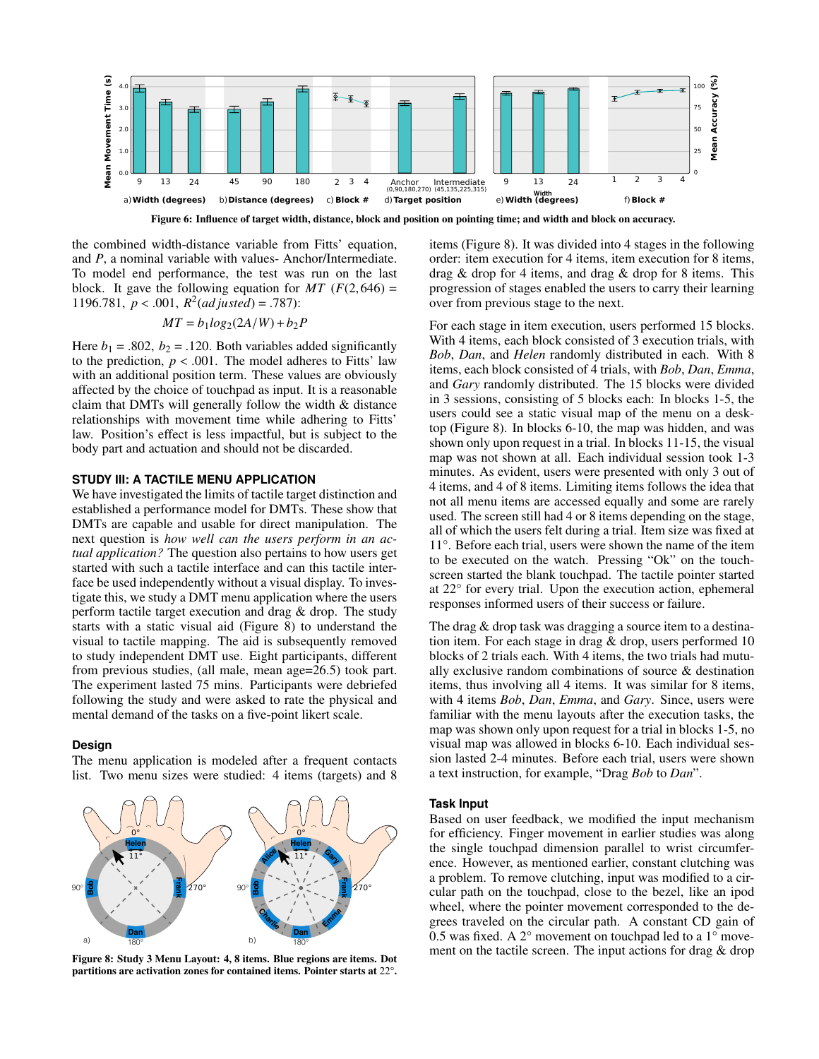Figure 6: Influence of target width, distance, block and position on pointing time; and width and block on accuracy.

the combined width-distance variable from Fitts' equation, and $P$, a nominal variable with values- Anchor/Intermediate. To model end performance, the test was run on the last block. It gave the following equation for $MT$ ($F(2,646) = 1196.781$, $p < .001$, $R^2(adjusted) = .787$):

$$MT = b_1 log_2(2A/W) + b_2 P$$

Here $b_1 = .802$, $b_2 = .120$. Both variables added significantly to the prediction, $p < .001$. The model adheres to Fitts' law with an additional position term. These values are obviously affected by the choice of touchpad as input. It is a reasonable claim that DMTs will generally follow the width & distance relationships with movement time while adhering to Fitts' law. Position's effect is less impactful, but is subject to the body part and actuation and should not be discarded.

## STUDY III: A TACTILE MENU APPLICATION

We have investigated the limits of tactile target distinction and established a performance model for DMTs. These show that DMTs are capable and usable for direct manipulation. The next question is *how well can the users perform in an actual application?* The question also pertains to how users get started with such a tactile interface and can this tactile interface be used independently without a visual display. To investigate this, we study a DMT menu application where the users perform tactile target execution and drag & drop. The study starts with a static visual aid (Figure 8) to understand the visual to tactile mapping. The aid is subsequently removed to study independent DMT use. Eight participants, different from previous studies, (all male, mean age=26.5) took part. The experiment lasted 75 mins. Participants were debriefed following the study and were asked to rate the physical and mental demand of the tasks on a five-point likert scale.

### Design

The menu application is modeled after a frequent contacts list. Two menu sizes were studied: 4 items (targets) and 8 items (Figure 8). It was divided into 4 stages in the following order: item execution for 4 items, item execution for 8 items, drag & drop for 4 items, and drag & drop for 8 items. This progression of stages enabled the users to carry their learning over from previous stage to the next.

Figure 8: Study 3 Menu Layout: 4, 8 items. Blue regions are items. Dot partitions are activation zones for contained items. Pointer starts at 22°.

For each stage in item execution, users performed 15 blocks. With 4 items, each block consisted of 3 execution trials, with *Bob*, *Dan*, and *Helen* randomly distributed in each. With 8 items, each block consisted of 4 trials, with *Bob*, *Dan*, *Emma*, and *Gary* randomly distributed. The 15 blocks were divided in 3 sessions, consisting of 5 blocks each: In blocks 1-5, the users could see a static visual map of the menu on a desktop (Figure 8). In blocks 6-10, the map was hidden, and was shown only upon request in a trial. In blocks 11-15, the visual map was not shown at all. Each individual session took 1-3 minutes. As evident, users were presented with only 3 out of 4 items, and 4 of 8 items. Limiting items follows the idea that not all menu items are accessed equally and some are rarely used. The screen still had 4 or 8 items depending on the stage, all of which the users felt during a trial. Item size was fixed at 11°. Before each trial, users were shown the name of the item to be executed on the watch. Pressing "Ok" on the touchscreen started the blank touchpad. The tactile pointer started at 22° for every trial. Upon the execution action, ephemeral responses informed users of their success or failure.

The drag & drop task was dragging a source item to a destination item. For each stage in drag & drop, users performed 10 blocks of 2 trials each. With 4 items, the two trials had mutually exclusive random combinations of source & destination items, thus involving all 4 items. It was similar for 8 items, with 4 items *Bob*, *Dan*, *Emma*, and *Gary*. Since, users were familiar with the menu layouts after the execution tasks, the map was shown only upon request for a trial in blocks 1-5, no visual map was allowed in blocks 6-10. Each individual session lasted 2-4 minutes. Before each trial, users were shown a text instruction, for example, "Drag *Bob* to *Dan*".

### Task Input

Based on user feedback, we modified the input mechanism for efficiency. Finger movement in earlier studies was along the single touchpad dimension parallel to wrist circumference. However, as mentioned earlier, constant clutching was a problem. To remove clutching, input was modified to a circular path on the touchpad, close to the bezel, like an ipod wheel, where the pointer movement corresponded to the degrees traveled on the circular path. A constant CD gain of 0.5 was fixed. A 2° movement on touchpad led to a 1° movement on the tactile screen. The input actions for drag & drop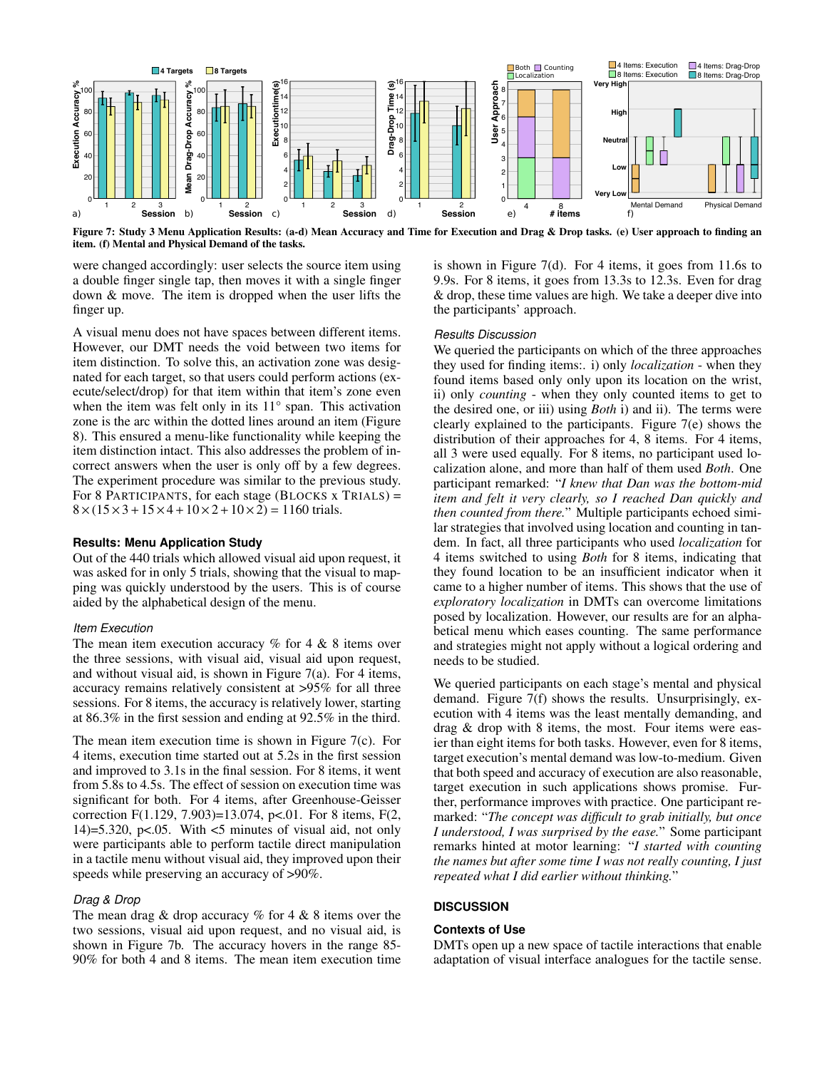Figure 7: Study 3 Menu Application Results: (a-d) Mean Accuracy and Time for Execution and Drag & Drop tasks. (e) User approach to finding an item. (f) Mental and Physical Demand of the tasks.

were changed accordingly: user selects the source item using a double finger single tap, then moves it with a single finger down & move. The item is dropped when the user lifts the finger up.

A visual menu does not have spaces between different items. However, our DMT needs the void between two items for item distinction. To solve this, an activation zone was designated for each target, so that users could perform actions (execute/select/drop) for that item within that item's zone even when the item was felt only in its 11° span. This activation zone is the arc within the dotted lines around an item (Figure 8). This ensured a menu-like functionality while keeping the item distinction intact. This also addresses the problem of incorrect answers when the user is only off by a few degrees. The experiment procedure was similar to the previous study. For 8 PARTICIPANTS, for each stage (BLOCKS x TRIALS) = $8 \times (15 \times 3 + 15 \times 4 + 10 \times 2 + 10 \times 2) = 1160$ trials.

### Results: Menu Application Study

Out of the 440 trials which allowed visual aid upon request, it was asked for in only 5 trials, showing that the visual to mapping was quickly understood by the users. This is of course aided by the alphabetical design of the menu.

#### *Item Execution*

The mean item execution accuracy % for 4 & 8 items over the three sessions, with visual aid, visual aid upon request, and without visual aid, is shown in Figure 7(a). For 4 items, accuracy remains relatively consistent at >95% for all three sessions. For 8 items, the accuracy is relatively lower, starting at 86.3% in the first session and ending at 92.5% in the third.

The mean item execution time is shown in Figure 7(c). For 4 items, execution time started out at 5.2s in the first session and improved to 3.1s in the final session. For 8 items, it went from 5.8s to 4.5s. The effect of session on execution time was significant for both. For 4 items, after Greenhouse-Geisser correction $F(1.129, 7.903)=13.074$, $p<.01$. For 8 items, $F(2, 14)=5.320$, $p<.05$. With <5 minutes of visual aid, not only were participants able to perform tactile direct manipulation in a tactile menu without visual aid, they improved upon their speeds while preserving an accuracy of >90%.

#### *Drag & Drop*

The mean drag & drop accuracy % for 4 & 8 items over the two sessions, visual aid upon request, and no visual aid, is shown in Figure 7b. The accuracy hovers in the range 85-90% for both 4 and 8 items. The mean item execution time is shown in Figure 7(d). For 4 items, it goes from 11.6s to 9.9s. For 8 items, it goes from 13.3s to 12.3s. Even for drag & drop, these time values are high. We take a deeper dive into the participants' approach.

#### *Results Discussion*

We queried the participants on which of the three approaches they used for finding items:. i) only *localization* - when they found items based only upon its location on the wrist, ii) only *counting* - when they only counted items to get to the desired one, or iii) using *Both* i) and ii). The terms were clearly explained to the participants. Figure 7(e) shows the distribution of their approaches for 4, 8 items. For 4 items, all 3 were used equally. For 8 items, no participant used localization alone, and more than half of them used *Both*. One participant remarked: "*I knew that Dan was the bottom-mid item and felt it very clearly, so I reached Dan quickly and then counted from there.*" Multiple participants echoed similar strategies that involved using location and counting in tandem. In fact, all three participants who used *localization* for 4 items switched to using *Both* for 8 items, indicating that they found location to be an insufficient indicator when it came to a higher number of items. This shows that the use of *exploratory localization* in DMTs can overcome limitations posed by localization. However, our results are for an alphabetical menu which eases counting. The same performance and strategies might not apply without a logical ordering and needs to be studied.

We queried participants on each stage's mental and physical demand. Figure 7(f) shows the results. Unsurprisingly, execution with 4 items was the least mentally demanding, and drag & drop with 8 items, the most. Four items were easier than eight items for both tasks. However, even for 8 items, target execution's mental demand was low-to-medium. Given that both speed and accuracy of execution are also reasonable, target execution in such applications shows promise. Further, performance improves with practice. One participant remarked: "*The concept was difficult to grab initially, but once I understood, I was surprised by the ease.*" Some participant remarks hinted at motor learning: "*I started with counting the names but after some time I was not really counting, I just repeated what I did earlier without thinking.*"

## DISCUSSION

### Contexts of Use

DMTs open up a new space of tactile interactions that enable adaptation of visual interface analogues for the tactile sense.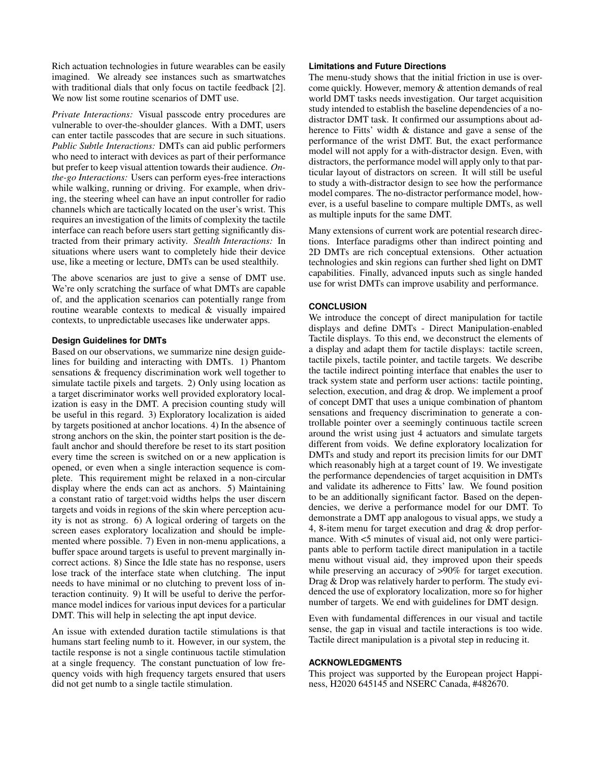Rich actuation technologies in future wearables can be easily imagined. We already see instances such as smartwatches with traditional dials that only focus on tactile feedback [2]. We now list some routine scenarios of DMT use.

*Private Interactions:* Visual passcode entry procedures are vulnerable to over-the-shoulder glances. With a DMT, users can enter tactile passcodes that are secure in such situations. *Public Subtle Interactions:* DMTs can aid public performers who need to interact with devices as part of their performance but prefer to keep visual attention towards their audience. *On-the-go Interactions:* Users can perform eyes-free interactions while walking, running or driving. For example, when driving, the steering wheel can have an input controller for radio channels which are tactically located on the user's wrist. This requires an investigation of the limits of complexity the tactile interface can reach before users start getting significantly distracted from their primary activity. *Stealth Interactions:* In situations where users want to completely hide their device use, like a meeting or lecture, DMTs can be used stealthily.

The above scenarios are just to give a sense of DMT use. We're only scratching the surface of what DMTs are capable of, and the application scenarios can potentially range from routine wearable contexts to medical & visually impaired contexts, to unpredictable usecases like underwater apps.

### Design Guidelines for DMTs

Based on our observations, we summarize nine design guidelines for building and interacting with DMTs. 1) Phantom sensations & frequency discrimination work well together to simulate tactile pixels and targets. 2) Only using location as a target discriminator works well provided exploratory localization is easy in the DMT. A precision counting study will be useful in this regard. 3) Exploratory localization is aided by targets positioned at anchor locations. 4) In the absence of strong anchors on the skin, the pointer start position is the default anchor and should therefore be reset to its start position every time the screen is switched on or a new application is opened, or even when a single interaction sequence is complete. This requirement might be relaxed in a non-circular display where the ends can act as anchors. 5) Maintaining a constant ratio of target:void widths helps the user discern targets and voids in regions of the skin where perception acuity is not as strong. 6) A logical ordering of targets on the screen eases exploratory localization and should be implemented where possible. 7) Even in non-menu applications, a buffer space around targets is useful to prevent marginally incorrect actions. 8) Since the Idle state has no response, users lose track of the interface state when clutching. The input needs to have minimal or no clutching to prevent loss of interaction continuity. 9) It will be useful to derive the performance model indices for various input devices for a particular DMT. This will help in selecting the apt input device.

An issue with extended duration tactile stimulations is that humans start feeling numb to it. However, in our system, the tactile response is not a single continuous tactile stimulation at a single frequency. The constant punctuation of low frequency voids with high frequency targets ensured that users did not get numb to a single tactile stimulation.

### Limitations and Future Directions

The menu-study shows that the initial friction in use is overcome quickly. However, memory & attention demands of real world DMT tasks needs investigation. Our target acquisition study intended to establish the baseline dependencies of a no-distractor DMT task. It confirmed our assumptions about adherence to Fitts' width & distance and gave a sense of the performance of the wrist DMT. But, the exact performance model will not apply for a with-distractor design. Even, with distractors, the performance model will apply only to that particular layout of distractors on screen. It will still be useful to study a with-distractor design to see how the performance model compares. The no-distractor performance model, however, is a useful baseline to compare multiple DMTs, as well as multiple inputs for the same DMT.

Many extensions of current work are potential research directions. Interface paradigms other than indirect pointing and 2D DMTs are rich conceptual extensions. Other actuation technologies and skin regions can further shed light on DMT capabilities. Finally, advanced inputs such as single handed use for wrist DMTs can improve usability and performance.

## CONCLUSION

We introduce the concept of direct manipulation for tactile displays and define DMTs - Direct Manipulation-enabled Tactile displays. To this end, we deconstruct the elements of a display and adapt them for tactile displays: tactile screen, tactile pixels, tactile pointer, and tactile targets. We describe the tactile indirect pointing interface that enables the user to track system state and perform user actions: tactile pointing, selection, execution, and drag & drop. We implement a proof of concept DMT that uses a unique combination of phantom sensations and frequency discrimination to generate a controllable pointer over a seemingly continuous tactile screen around the wrist using just 4 actuators and simulate targets different from voids. We define exploratory localization for DMTs and study and report its precision limits for our DMT which reasonably high at a target count of 19. We investigate the performance dependencies of target acquisition in DMTs and validate its adherence to Fitts' law. We found position to be an additionally significant factor. Based on the dependencies, we derive a performance model for our DMT. To demonstrate a DMT app analogous to visual apps, we study a 4, 8-item menu for target execution and drag & drop performance. With <5 minutes of visual aid, not only were participants able to perform tactile direct manipulation in a tactile menu without visual aid, they improved upon their speeds while preserving an accuracy of >90% for target execution. Drag & Drop was relatively harder to perform. The study evidenced the use of exploratory localization, more so for higher number of targets. We end with guidelines for DMT design.

Even with fundamental differences in our visual and tactile sense, the gap in visual and tactile interactions is too wide. Tactile direct manipulation is a pivotal step in reducing it.

## ACKNOWLEDGMENTS

This project was supported by the European project Happiness, H2020 645145 and NSERC Canada, #482670.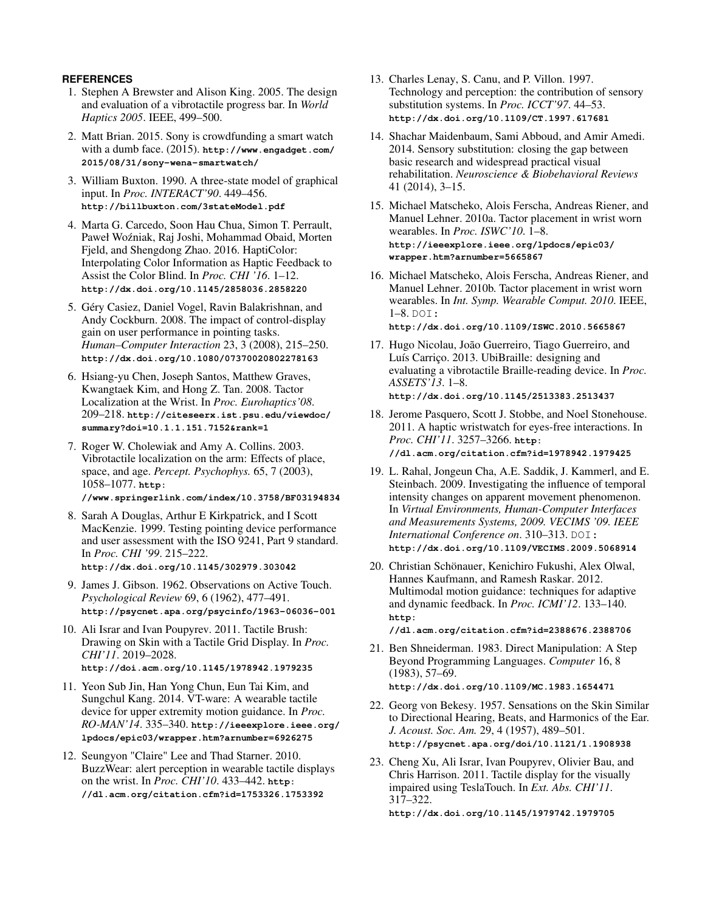## REFERENCES

1. Stephen A Brewster and Alison King. 2005. The design and evaluation of a vibrotactile progress bar. In *World Haptics 2005*. IEEE, 499–500.
2. Matt Brian. 2015. Sony is crowdfunding a smart watch with a dumb face. (2015). **http://www.engadget.com/2015/08/31/sony-wena-smartwatch/**
3. William Buxton. 1990. A three-state model of graphical input. In *Proc. INTERACT'90*. 449–456. **http://billbuxton.com/3stateModel.pdf**
4. Marta G. Carcedo, Soon Hau Chua, Simon T. Perrault, Paweł Woźniak, Raj Joshi, Mohammad Obaid, Morten Fjeld, and Shengdong Zhao. 2016. HaptiColor: Interpolating Color Information as Haptic Feedback to Assist the Color Blind. In *Proc. CHI '16*. 1–12. **http://dx.doi.org/10.1145/2858036.2858220**
5. Géry Casiez, Daniel Vogel, Ravin Balakrishnan, and Andy Cockburn. 2008. The impact of control-display gain on user performance in pointing tasks. *Human–Computer Interaction* 23, 3 (2008), 215–250. **http://dx.doi.org/10.1080/07370020802278163**
6. Hsiang-yu Chen, Joseph Santos, Matthew Graves, Kwangtaek Kim, and Hong Z. Tan. 2008. Tactor Localization at the Wrist. In *Proc. Eurohaptics'08*. 209–218. **http://citeseerx.ist.psu.edu/viewdoc/summary?doi=10.1.1.151.7152&rank=1**
7. Roger W. Cholewiak and Amy A. Collins. 2003. Vibrotactile localization on the arm: Effects of place, space, and age. *Percept. Psychophys.* 65, 7 (2003), 1058–1077. **http://www.springerlink.com/index/10.3758/BF03194834**
8. Sarah A Douglas, Arthur E Kirkpatrick, and I Scott MacKenzie. 1999. Testing pointing device performance and user assessment with the ISO 9241, Part 9 standard. In *Proc. CHI '99*. 215–222. **http://dx.doi.org/10.1145/302979.303042**
9. James J. Gibson. 1962. Observations on Active Touch. *Psychological Review* 69, 6 (1962), 477–491. **http://psycnet.apa.org/psycinfo/1963-06036-001**
10. Ali Israr and Ivan Poupyrev. 2011. Tactile Brush: Drawing on Skin with a Tactile Grid Display. In *Proc. CHI'11*. 2019–2028. **http://doi.acm.org/10.1145/1978942.1979235**
11. Yeon Sub Jin, Han Yong Chun, Eun Tai Kim, and Sungchul Kang. 2014. VT-ware: A wearable tactile device for upper extremity motion guidance. In *Proc. RO-MAN'14*. 335–340. **http://ieeexplore.ieee.org/lpdocs/epic03/wrapper.htm?arnumber=6926275**
12. Seungyon "Claire" Lee and Thad Starner. 2010. BuzzWear: alert perception in wearable tactile displays on the wrist. In *Proc. CHI'10*. 433–442. **http://dl.acm.org/citation.cfm?id=1753326.1753392**
13. Charles Lenay, S. Canu, and P. Villon. 1997. Technology and perception: the contribution of sensory substitution systems. In *Proc. ICCT'97*. 44–53. **http://dx.doi.org/10.1109/CT.1997.617681**
14. Shachar Maidenbaum, Sami Abboud, and Amir Amedi. 2014. Sensory substitution: closing the gap between basic research and widespread practical visual rehabilitation. *Neuroscience & Biobehavioral Reviews* 41 (2014), 3–15.
15. Michael Matscheko, Alois Ferscha, Andreas Riener, and Manuel Lehner. 2010a. Tactor placement in wrist worn wearables. In *Proc. ISWC'10*. 1–8. **http://ieeexplore.ieee.org/lpdocs/epic03/wrapper.htm?arnumber=5665867**
16. Michael Matscheko, Alois Ferscha, Andreas Riener, and Manuel Lehner. 2010b. Tactor placement in wrist worn wearables. In *Int. Symp. Wearable Comput. 2010*. IEEE, 1–8. DOI: **http://dx.doi.org/10.1109/ISWC.2010.5665867**
17. Hugo Nicolau, João Guerreiro, Tiago Guerreiro, and Luís Carriço. 2013. UbiBraille: designing and evaluating a vibrotactile Braille-reading device. In *Proc. ASSETS'13*. 1–8. **http://dx.doi.org/10.1145/2513383.2513437**
18. Jerome Pasquero, Scott J. Stobbe, and Noel Stonehouse. 2011. A haptic wristwatch for eyes-free interactions. In *Proc. CHI'11*. 3257–3266. **http://dl.acm.org/citation.cfm?id=1978942.1979425**
19. L. Rahal, Jongeun Cha, A.E. Saddik, J. Kammerl, and E. Steinbach. 2009. Investigating the influence of temporal intensity changes on apparent movement phenomenon. In *Virtual Environments, Human-Computer Interfaces and Measurements Systems, 2009. VECIMS '09. IEEE International Conference on*. 310–313. DOI: **http://dx.doi.org/10.1109/VECIMS.2009.5068914**
20. Christian Schönauer, Kenichiro Fukushi, Alex Olwal, Hannes Kaufmann, and Ramesh Raskar. 2012. Multimodal motion guidance: techniques for adaptive and dynamic feedback. In *Proc. ICMI'12*. 133–140. **http://dl.acm.org/citation.cfm?id=2388676.2388706**
21. Ben Shneiderman. 1983. Direct Manipulation: A Step Beyond Programming Languages. *Computer* 16, 8 (1983), 57–69. **http://dx.doi.org/10.1109/MC.1983.1654471**
22. Georg von Bekesy. 1957. Sensations on the Skin Similar to Directional Hearing, Beats, and Harmonics of the Ear. *J. Acoust. Soc. Am.* 29, 4 (1957), 489–501. **http://psycnet.apa.org/doi/10.1121/1.1908938**
23. Cheng Xu, Ali Israr, Ivan Poupyrev, Olivier Bau, and Chris Harrison. 2011. Tactile display for the visually impaired using TeslaTouch. In *Ext. Abs. CHI'11*. 317–322. **http://dx.doi.org/10.1145/1979742.1979705**